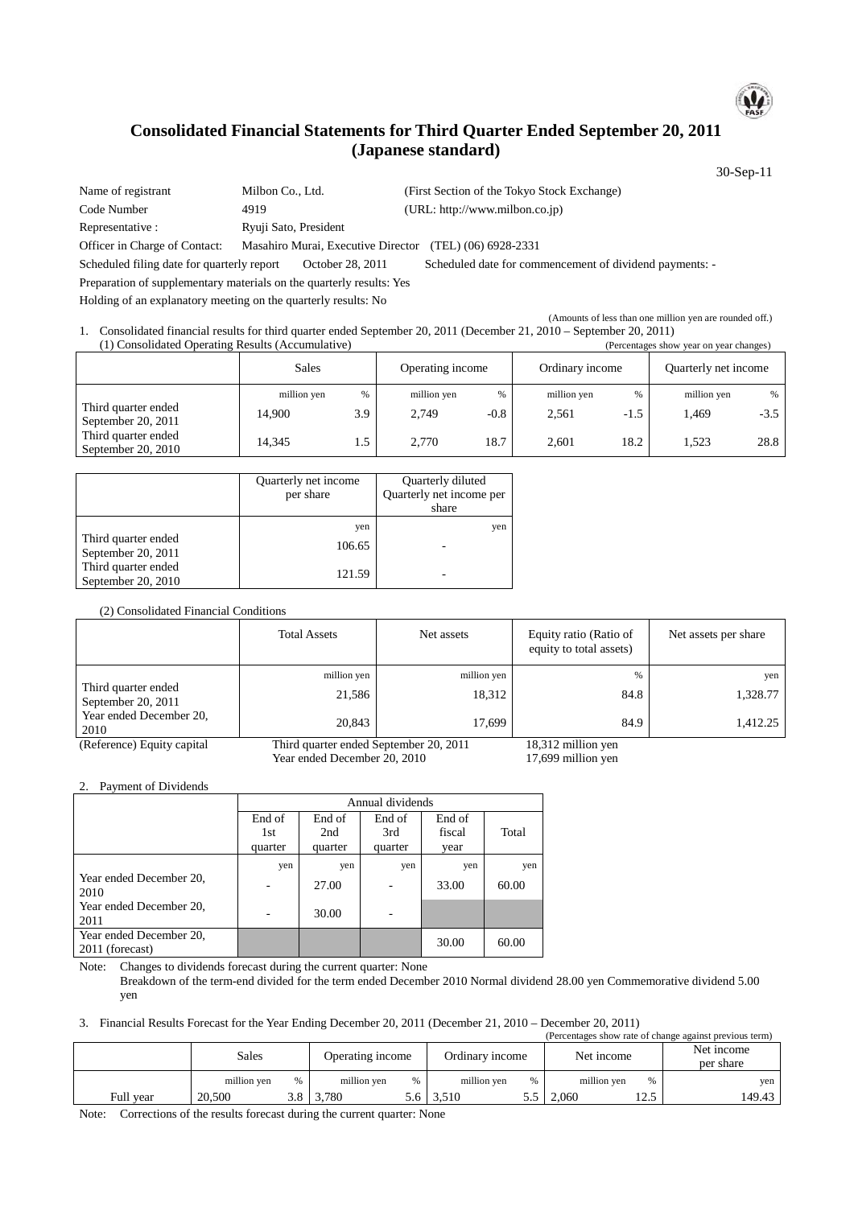# Consolidated Financial Statements for Third Quarter Ended September 20, 2011 (Japanese standard)

30-Sep-11

Name of registrant: Milbon Co., Ltd. (First Section of the Tokyo Stock Exchange)
Code Number: 4919 (URL: http://www.milbon.co.jp)
Representative : Ryuji Sato, President
Officer in Charge of Contact: Masahiro Murai, Executive Director (TEL) (06) 6928-2331
Scheduled filing date for quarterly report: October 28, 2011
Scheduled date for commencement of dividend payments: -
Preparation of supplementary materials on the quarterly results: Yes
Holding of an explanatory meeting on the quarterly results: No

(Amounts of less than one million yen are rounded off.)

1. Consolidated financial results for third quarter ended September 20, 2011 (December 21, 2010 – September 20, 2011)

(1) Consolidated Operating Results (Accumulative)

(Percentages show year on year changes)

| | Sales | | Operating income | | Ordinary income | | Quarterly net income | |
|---|---|---|---|---|---|---|---|---|
| | million yen | % | million yen | % | million yen | % | million yen | % |
| Third quarter ended September 20, 2011 | 14,900 | 3.9 | 2,749 | -0.8 | 2,561 | -1.5 | 1,469 | -3.5 |
| Third quarter ended September 20, 2010 | 14,345 | 1.5 | 2,770 | 18.7 | 2,601 | 18.2 | 1,523 | 28.8 |

| | Quarterly net income per share | Quarterly diluted Quarterly net income per share |
|---|---|---|
| | yen | yen |
| Third quarter ended September 20, 2011 | 106.65 | - |
| Third quarter ended September 20, 2010 | 121.59 | - |

(2) Consolidated Financial Conditions

| | Total Assets | Net assets | Equity ratio (Ratio of equity to total assets) | Net assets per share |
|---|---|---|---|---|
| | million yen | million yen | % | yen |
| Third quarter ended September 20, 2011 | 21,586 | 18,312 | 84.8 | 1,328.77 |
| Year ended December 20, 2010 | 20,843 | 17,699 | 84.9 | 1,412.25 |

(Reference) Equity capital
Third quarter ended September 20, 2011: 18,312 million yen
Year ended December 20, 2010: 17,699 million yen

2. Payment of Dividends

| | Annual dividends | | | | |
|---|---|---|---|---|---|
| | End of 1st quarter | End of 2nd quarter | End of 3rd quarter | End of fiscal year | Total |
| | yen | yen | yen | yen | yen |
| Year ended December 20, 2010 | - | 27.00 | - | 33.00 | 60.00 |
| Year ended December 20, 2011 | - | 30.00 | - | | |
| Year ended December 20, 2011 (forecast) | | | | 30.00 | 60.00 |

Note: Changes to dividends forecast during the current quarter: None
Breakdown of the term-end divided for the term ended December 2010 Normal dividend 28.00 yen Commemorative dividend 5.00 yen

3. Financial Results Forecast for the Year Ending December 20, 2011 (December 21, 2010 – December 20, 2011)

(Percentages show rate of change against previous term)

| | Sales | | Operating income | | Ordinary income | | Net income | | Net income per share |
|---|---|---|---|---|---|---|---|---|---|
| | million yen | % | million yen | % | million yen | % | million yen | % | yen |
| Full year | 20,500 | 3.8 | 3,780 | 5.6 | 3,510 | 5.5 | 2,060 | 12.5 | 149.43 |

Note: Corrections of the results forecast during the current quarter: None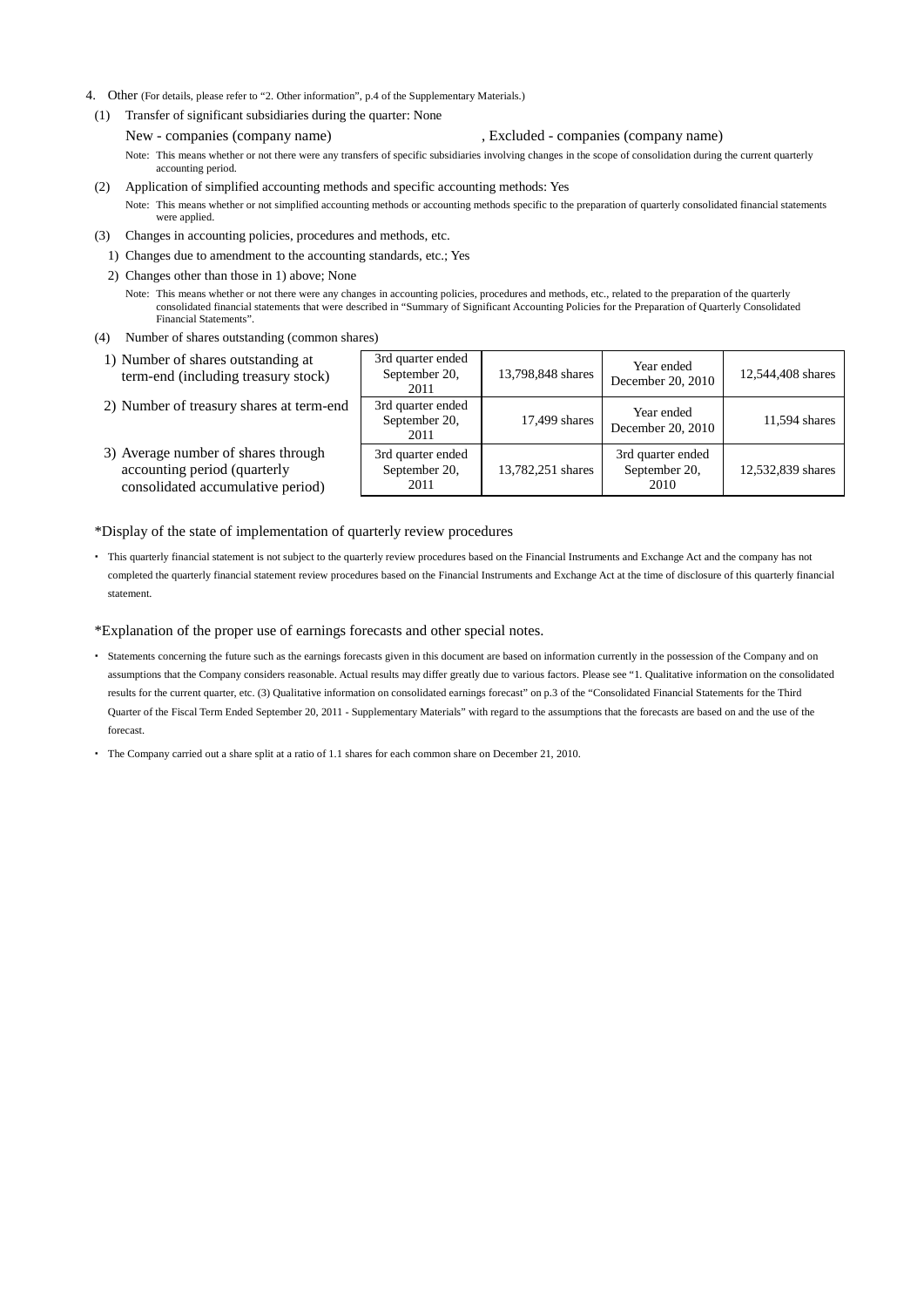4. Other (For details, please refer to "2. Other information", p.4 of the Supplementary Materials.)

(1) Transfer of significant subsidiaries during the quarter: None

New - companies (company name) , Excluded - companies (company name)

Note: This means whether or not there were any transfers of specific subsidiaries involving changes in the scope of consolidation during the current quarterly accounting period.

(2) Application of simplified accounting methods and specific accounting methods: Yes

Note: This means whether or not simplified accounting methods or accounting methods specific to the preparation of quarterly consolidated financial statements were applied.

(3) Changes in accounting policies, procedures and methods, etc.

1) Changes due to amendment to the accounting standards, etc.; Yes

2) Changes other than those in 1) above; None

Note: This means whether or not there were any changes in accounting policies, procedures and methods, etc., related to the preparation of the quarterly consolidated financial statements that were described in "Summary of Significant Accounting Policies for the Preparation of Quarterly Consolidated Financial Statements".

(4) Number of shares outstanding (common shares)

| | | | | |
|---|---|---|---|---|
| 1) Number of shares outstanding at term-end (including treasury stock) | 3rd quarter ended September 20, 2011 | 13,798,848 shares | Year ended December 20, 2010 | 12,544,408 shares |
| 2) Number of treasury shares at term-end | 3rd quarter ended September 20, 2011 | 17,499 shares | Year ended December 20, 2010 | 11,594 shares |
| 3) Average number of shares through accounting period (quarterly consolidated accumulative period) | 3rd quarter ended September 20, 2011 | 13,782,251 shares | 3rd quarter ended September 20, 2010 | 12,532,839 shares |

*Display of the state of implementation of quarterly review procedures

- This quarterly financial statement is not subject to the quarterly review procedures based on the Financial Instruments and Exchange Act and the company has not completed the quarterly financial statement review procedures based on the Financial Instruments and Exchange Act at the time of disclosure of this quarterly financial statement.

*Explanation of the proper use of earnings forecasts and other special notes.

- Statements concerning the future such as the earnings forecasts given in this document are based on information currently in the possession of the Company and on assumptions that the Company considers reasonable. Actual results may differ greatly due to various factors. Please see "1. Qualitative information on the consolidated results for the current quarter, etc. (3) Qualitative information on consolidated earnings forecast" on p.3 of the "Consolidated Financial Statements for the Third Quarter of the Fiscal Term Ended September 20, 2011 - Supplementary Materials" with regard to the assumptions that the forecasts are based on and the use of the forecast.

- The Company carried out a share split at a ratio of 1.1 shares for each common share on December 21, 2010.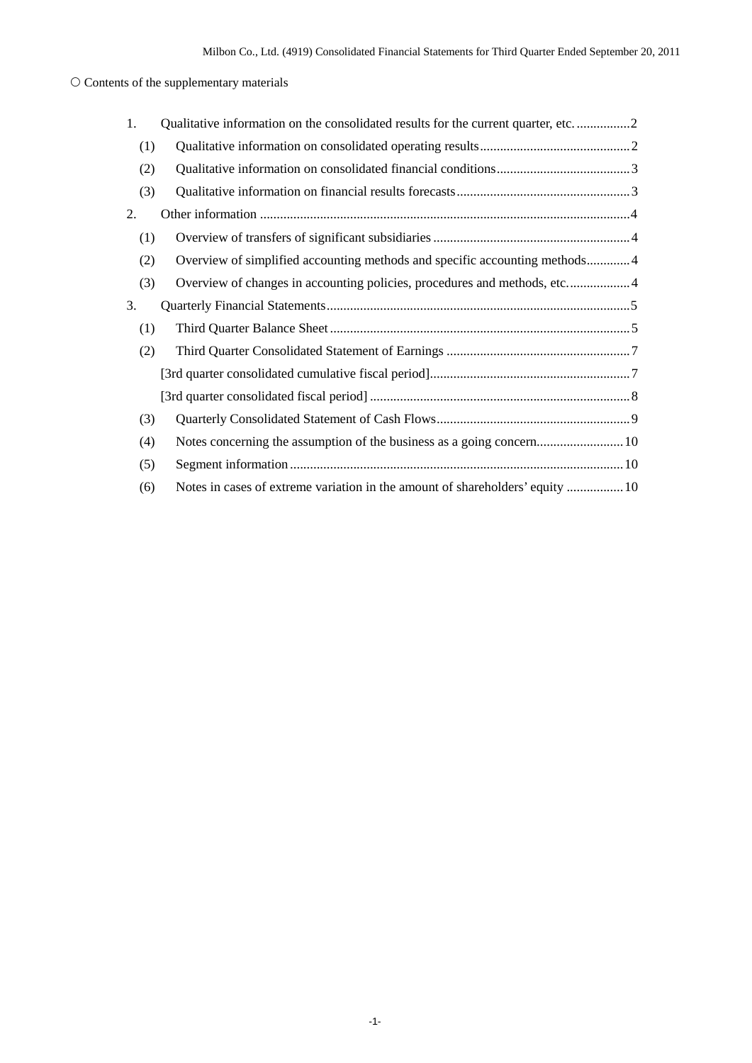○ Contents of the supplementary materials

1. Qualitative information on the consolidated results for the current quarter, etc. ................2
   - (1) Qualitative information on consolidated operating results.............................................2
   - (2) Qualitative information on consolidated financial conditions........................................3
   - (3) Qualitative information on financial results forecasts....................................................3
2. Other information ..............................................................................................................4
   - (1) Overview of transfers of significant subsidiaries ...........................................................4
   - (2) Overview of simplified accounting methods and specific accounting methods.............4
   - (3) Overview of changes in accounting policies, procedures and methods, etc...................4
3. Quarterly Financial Statements...........................................................................................5
   - (1) Third Quarter Balance Sheet..........................................................................................5
   - (2) Third Quarter Consolidated Statement of Earnings .......................................................7
     - [3rd quarter consolidated cumulative fiscal period]............................................................7
     - [3rd quarter consolidated fiscal period] ..............................................................................8
   - (3) Quarterly Consolidated Statement of Cash Flows..........................................................9
   - (4) Notes concerning the assumption of the business as a going concern..........................10
   - (5) Segment information....................................................................................................10
   - (6) Notes in cases of extreme variation in the amount of shareholders' equity .................10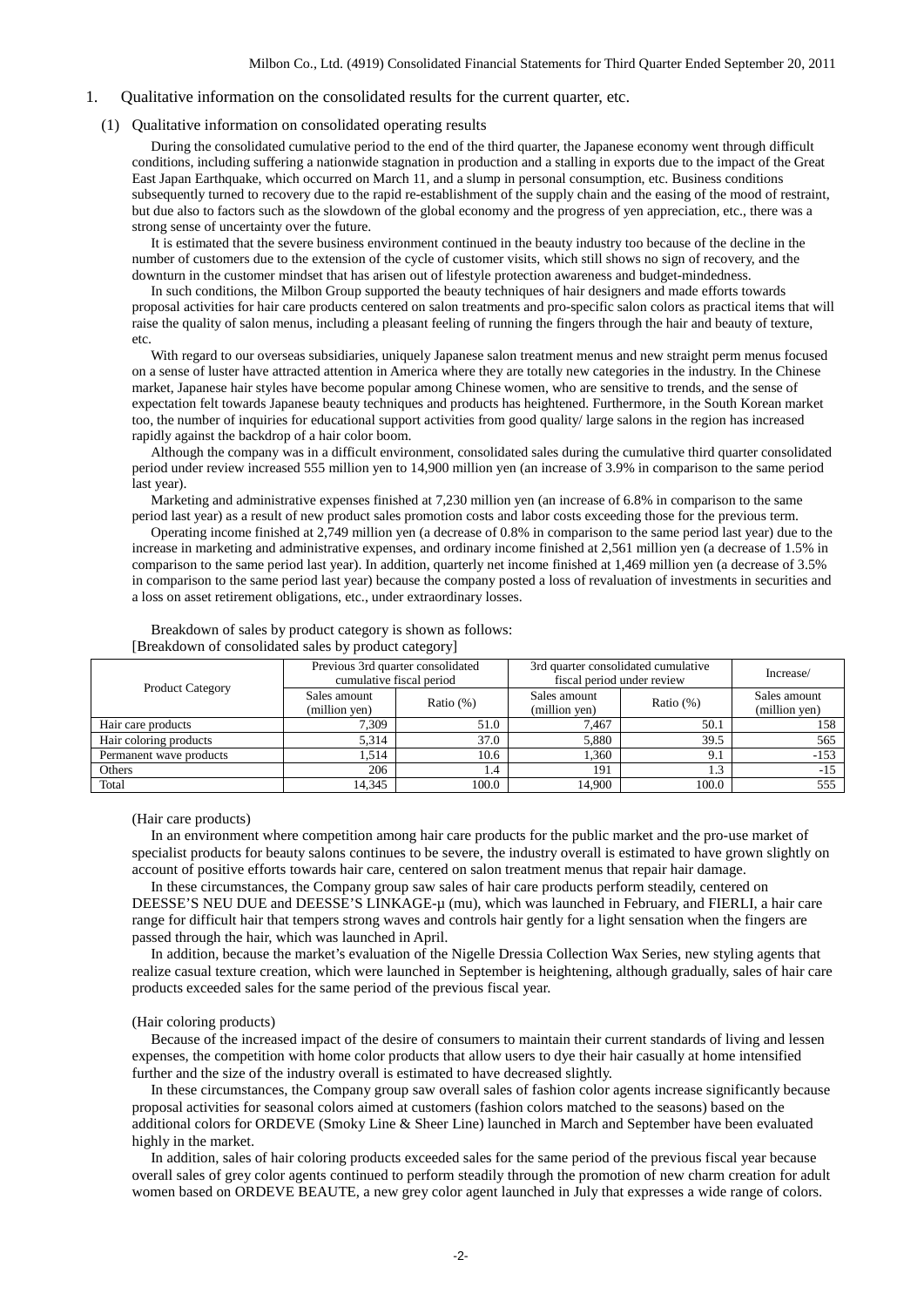## 1. Qualitative information on the consolidated results for the current quarter, etc.

### (1) Qualitative information on consolidated operating results

During the consolidated cumulative period to the end of the third quarter, the Japanese economy went through difficult conditions, including suffering a nationwide stagnation in production and a stalling in exports due to the impact of the Great East Japan Earthquake, which occurred on March 11, and a slump in personal consumption, etc. Business conditions subsequently turned to recovery due to the rapid re-establishment of the supply chain and the easing of the mood of restraint, but due also to factors such as the slowdown of the global economy and the progress of yen appreciation, etc., there was a strong sense of uncertainty over the future.

It is estimated that the severe business environment continued in the beauty industry too because of the decline in the number of customers due to the extension of the cycle of customer visits, which still shows no sign of recovery, and the downturn in the customer mindset that has arisen out of lifestyle protection awareness and budget-mindedness.

In such conditions, the Milbon Group supported the beauty techniques of hair designers and made efforts towards proposal activities for hair care products centered on salon treatments and pro-specific salon colors as practical items that will raise the quality of salon menus, including a pleasant feeling of running the fingers through the hair and beauty of texture, etc.

With regard to our overseas subsidiaries, uniquely Japanese salon treatment menus and new straight perm menus focused on a sense of luster have attracted attention in America where they are totally new categories in the industry. In the Chinese market, Japanese hair styles have become popular among Chinese women, who are sensitive to trends, and the sense of expectation felt towards Japanese beauty techniques and products has heightened. Furthermore, in the South Korean market too, the number of inquiries for educational support activities from good quality/ large salons in the region has increased rapidly against the backdrop of a hair color boom.

Although the company was in a difficult environment, consolidated sales during the cumulative third quarter consolidated period under review increased 555 million yen to 14,900 million yen (an increase of 3.9% in comparison to the same period last year).

Marketing and administrative expenses finished at 7,230 million yen (an increase of 6.8% in comparison to the same period last year) as a result of new product sales promotion costs and labor costs exceeding those for the previous term.

Operating income finished at 2,749 million yen (a decrease of 0.8% in comparison to the same period last year) due to the increase in marketing and administrative expenses, and ordinary income finished at 2,561 million yen (a decrease of 1.5% in comparison to the same period last year). In addition, quarterly net income finished at 1,469 million yen (a decrease of 3.5% in comparison to the same period last year) because the company posted a loss of revaluation of investments in securities and a loss on asset retirement obligations, etc., under extraordinary losses.

Breakdown of sales by product category is shown as follows:

[Breakdown of consolidated sales by product category]

| Product Category | Previous 3rd quarter consolidated cumulative fiscal period | | 3rd quarter consolidated cumulative fiscal period under review | | Increase/ |
|---|---|---|---|---|---|
| | Sales amount (million yen) | Ratio (%) | Sales amount (million yen) | Ratio (%) | Sales amount (million yen) |
| Hair care products | 7,309 | 51.0 | 7,467 | 50.1 | 158 |
| Hair coloring products | 5,314 | 37.0 | 5,880 | 39.5 | 565 |
| Permanent wave products | 1,514 | 10.6 | 1,360 | 9.1 | -153 |
| Others | 206 | 1.4 | 191 | 1.3 | -15 |
| Total | 14,345 | 100.0 | 14,900 | 100.0 | 555 |

(Hair care products)

In an environment where competition among hair care products for the public market and the pro-use market of specialist products for beauty salons continues to be severe, the industry overall is estimated to have grown slightly on account of positive efforts towards hair care, centered on salon treatment menus that repair hair damage.

In these circumstances, the Company group saw sales of hair care products perform steadily, centered on DEESSE'S NEU DUE and DEESSE'S LINKAGE-μ (mu), which was launched in February, and FIERLI, a hair care range for difficult hair that tempers strong waves and controls hair gently for a light sensation when the fingers are passed through the hair, which was launched in April.

In addition, because the market's evaluation of the Nigelle Dressia Collection Wax Series, new styling agents that realize casual texture creation, which were launched in September is heightening, although gradually, sales of hair care products exceeded sales for the same period of the previous fiscal year.

(Hair coloring products)

Because of the increased impact of the desire of consumers to maintain their current standards of living and lessen expenses, the competition with home color products that allow users to dye their hair casually at home intensified further and the size of the industry overall is estimated to have decreased slightly.

In these circumstances, the Company group saw overall sales of fashion color agents increase significantly because proposal activities for seasonal colors aimed at customers (fashion colors matched to the seasons) based on the additional colors for ORDEVE (Smoky Line & Sheer Line) launched in March and September have been evaluated highly in the market.

In addition, sales of hair coloring products exceeded sales for the same period of the previous fiscal year because overall sales of grey color agents continued to perform steadily through the promotion of new charm creation for adult women based on ORDEVE BEAUTE, a new grey color agent launched in July that expresses a wide range of colors.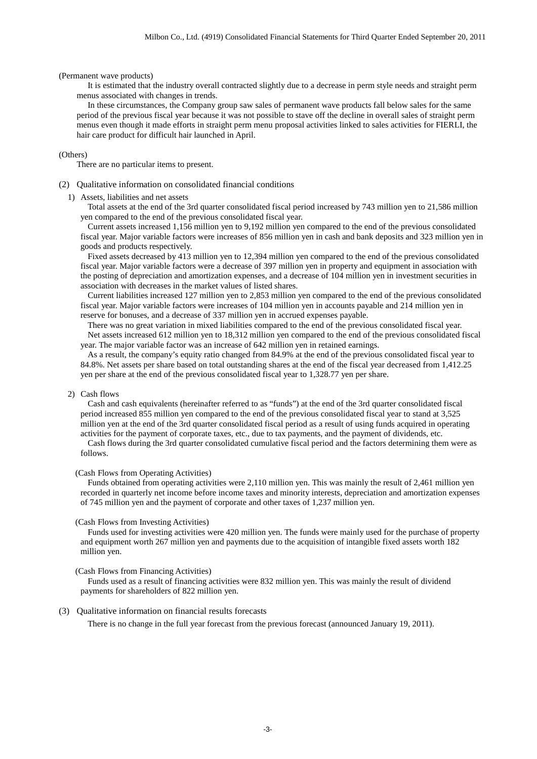(Permanent wave products)

It is estimated that the industry overall contracted slightly due to a decrease in perm style needs and straight perm menus associated with changes in trends.

In these circumstances, the Company group saw sales of permanent wave products fall below sales for the same period of the previous fiscal year because it was not possible to stave off the decline in overall sales of straight perm menus even though it made efforts in straight perm menu proposal activities linked to sales activities for FIERLI, the hair care product for difficult hair launched in April.

(Others)

There are no particular items to present.

## (2) Qualitative information on consolidated financial conditions

### 1) Assets, liabilities and net assets

Total assets at the end of the 3rd quarter consolidated fiscal period increased by 743 million yen to 21,586 million yen compared to the end of the previous consolidated fiscal year.

Current assets increased 1,156 million yen to 9,192 million yen compared to the end of the previous consolidated fiscal year. Major variable factors were increases of 856 million yen in cash and bank deposits and 323 million yen in goods and products respectively.

Fixed assets decreased by 413 million yen to 12,394 million yen compared to the end of the previous consolidated fiscal year. Major variable factors were a decrease of 397 million yen in property and equipment in association with the posting of depreciation and amortization expenses, and a decrease of 104 million yen in investment securities in association with decreases in the market values of listed shares.

Current liabilities increased 127 million yen to 2,853 million yen compared to the end of the previous consolidated fiscal year. Major variable factors were increases of 104 million yen in accounts payable and 214 million yen in reserve for bonuses, and a decrease of 337 million yen in accrued expenses payable.

There was no great variation in mixed liabilities compared to the end of the previous consolidated fiscal year.

Net assets increased 612 million yen to 18,312 million yen compared to the end of the previous consolidated fiscal year. The major variable factor was an increase of 642 million yen in retained earnings.

As a result, the company's equity ratio changed from 84.9% at the end of the previous consolidated fiscal year to 84.8%. Net assets per share based on total outstanding shares at the end of the fiscal year decreased from 1,412.25 yen per share at the end of the previous consolidated fiscal year to 1,328.77 yen per share.

### 2) Cash flows

Cash and cash equivalents (hereinafter referred to as "funds") at the end of the 3rd quarter consolidated fiscal period increased 855 million yen compared to the end of the previous consolidated fiscal year to stand at 3,525 million yen at the end of the 3rd quarter consolidated fiscal period as a result of using funds acquired in operating activities for the payment of corporate taxes, etc., due to tax payments, and the payment of dividends, etc.

Cash flows during the 3rd quarter consolidated cumulative fiscal period and the factors determining them were as follows.

(Cash Flows from Operating Activities)

Funds obtained from operating activities were 2,110 million yen. This was mainly the result of 2,461 million yen recorded in quarterly net income before income taxes and minority interests, depreciation and amortization expenses of 745 million yen and the payment of corporate and other taxes of 1,237 million yen.

(Cash Flows from Investing Activities)

Funds used for investing activities were 420 million yen. The funds were mainly used for the purchase of property and equipment worth 267 million yen and payments due to the acquisition of intangible fixed assets worth 182 million yen.

(Cash Flows from Financing Activities)

Funds used as a result of financing activities were 832 million yen. This was mainly the result of dividend payments for shareholders of 822 million yen.

## (3) Qualitative information on financial results forecasts

There is no change in the full year forecast from the previous forecast (announced January 19, 2011).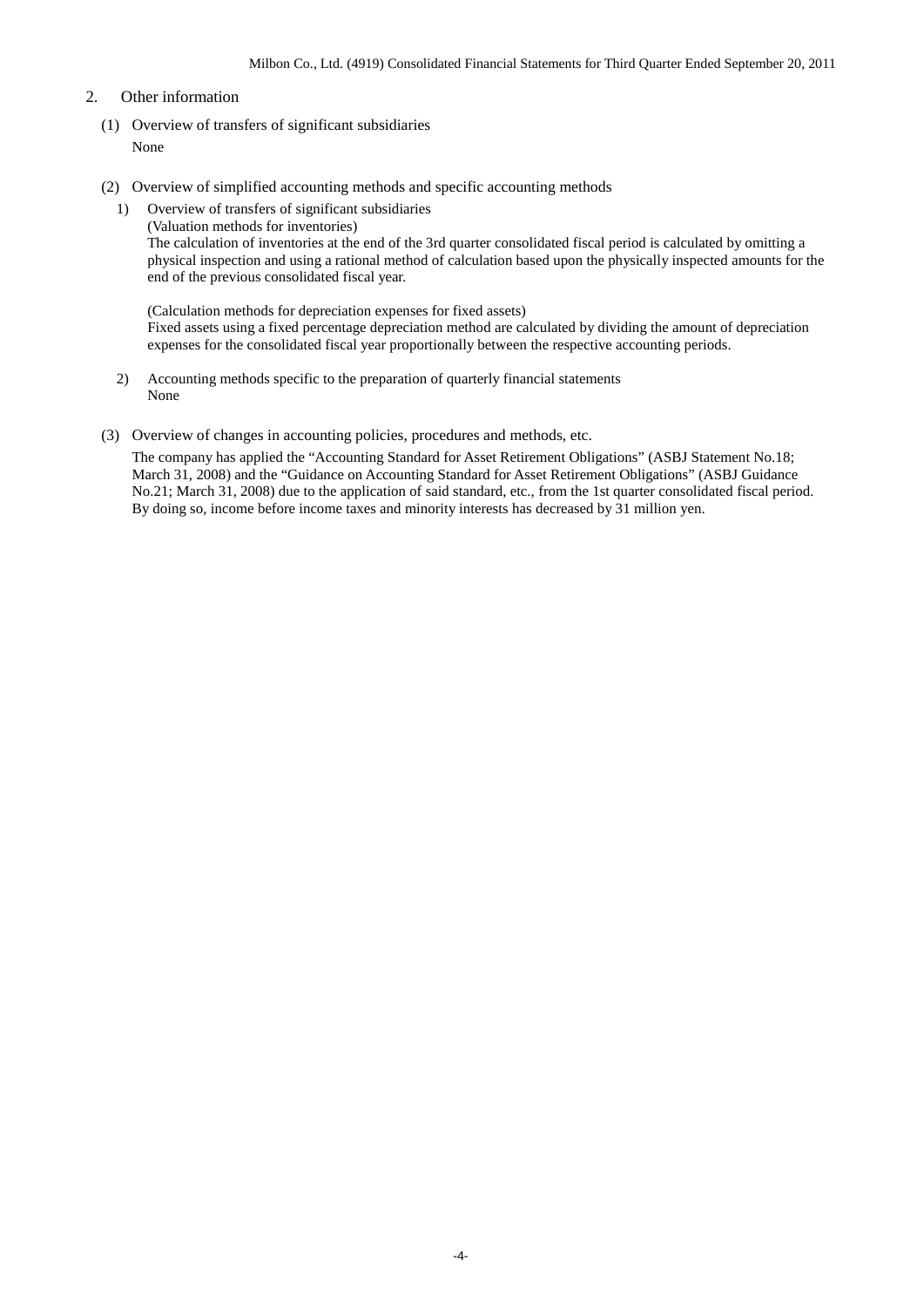## 2. Other information

### (1) Overview of transfers of significant subsidiaries

None

### (2) Overview of simplified accounting methods and specific accounting methods

1) Overview of transfers of significant subsidiaries

(Valuation methods for inventories)

The calculation of inventories at the end of the 3rd quarter consolidated fiscal period is calculated by omitting a physical inspection and using a rational method of calculation based upon the physically inspected amounts for the end of the previous consolidated fiscal year.

(Calculation methods for depreciation expenses for fixed assets)

Fixed assets using a fixed percentage depreciation method are calculated by dividing the amount of depreciation expenses for the consolidated fiscal year proportionally between the respective accounting periods.

2) Accounting methods specific to the preparation of quarterly financial statements

None

### (3) Overview of changes in accounting policies, procedures and methods, etc.

The company has applied the "Accounting Standard for Asset Retirement Obligations" (ASBJ Statement No.18; March 31, 2008) and the "Guidance on Accounting Standard for Asset Retirement Obligations" (ASBJ Guidance No.21; March 31, 2008) due to the application of said standard, etc., from the 1st quarter consolidated fiscal period. By doing so, income before income taxes and minority interests has decreased by 31 million yen.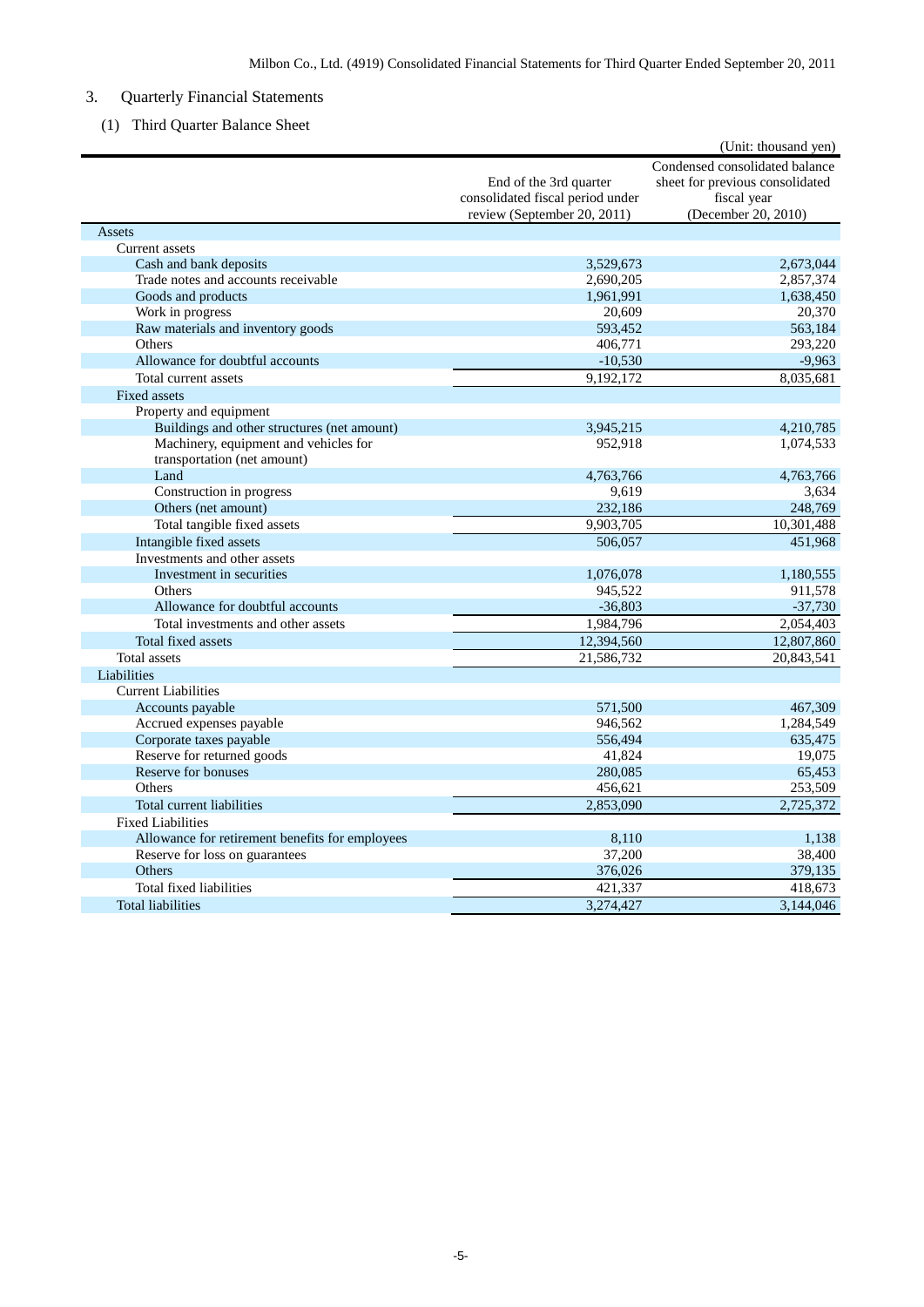## 3. Quarterly Financial Statements

### (1) Third Quarter Balance Sheet

(Unit: thousand yen)

| | End of the 3rd quarter consolidated fiscal period under review (September 20, 2011) | Condensed consolidated balance sheet for previous consolidated fiscal year (December 20, 2010) |
|---|---|---|
| Assets | | |
| Current assets | | |
| Cash and bank deposits | 3,529,673 | 2,673,044 |
| Trade notes and accounts receivable | 2,690,205 | 2,857,374 |
| Goods and products | 1,961,991 | 1,638,450 |
| Work in progress | 20,609 | 20,370 |
| Raw materials and inventory goods | 593,452 | 563,184 |
| Others | 406,771 | 293,220 |
| Allowance for doubtful accounts | -10,530 | -9,963 |
| Total current assets | 9,192,172 | 8,035,681 |
| Fixed assets | | |
| Property and equipment | | |
| Buildings and other structures (net amount) | 3,945,215 | 4,210,785 |
| Machinery, equipment and vehicles for transportation (net amount) | 952,918 | 1,074,533 |
| Land | 4,763,766 | 4,763,766 |
| Construction in progress | 9,619 | 3,634 |
| Others (net amount) | 232,186 | 248,769 |
| Total tangible fixed assets | 9,903,705 | 10,301,488 |
| Intangible fixed assets | 506,057 | 451,968 |
| Investments and other assets | | |
| Investment in securities | 1,076,078 | 1,180,555 |
| Others | 945,522 | 911,578 |
| Allowance for doubtful accounts | -36,803 | -37,730 |
| Total investments and other assets | 1,984,796 | 2,054,403 |
| Total fixed assets | 12,394,560 | 12,807,860 |
| Total assets | 21,586,732 | 20,843,541 |
| Liabilities | | |
| Current Liabilities | | |
| Accounts payable | 571,500 | 467,309 |
| Accrued expenses payable | 946,562 | 1,284,549 |
| Corporate taxes payable | 556,494 | 635,475 |
| Reserve for returned goods | 41,824 | 19,075 |
| Reserve for bonuses | 280,085 | 65,453 |
| Others | 456,621 | 253,509 |
| Total current liabilities | 2,853,090 | 2,725,372 |
| Fixed Liabilities | | |
| Allowance for retirement benefits for employees | 8,110 | 1,138 |
| Reserve for loss on guarantees | 37,200 | 38,400 |
| Others | 376,026 | 379,135 |
| Total fixed liabilities | 421,337 | 418,673 |
| Total liabilities | 3,274,427 | 3,144,046 |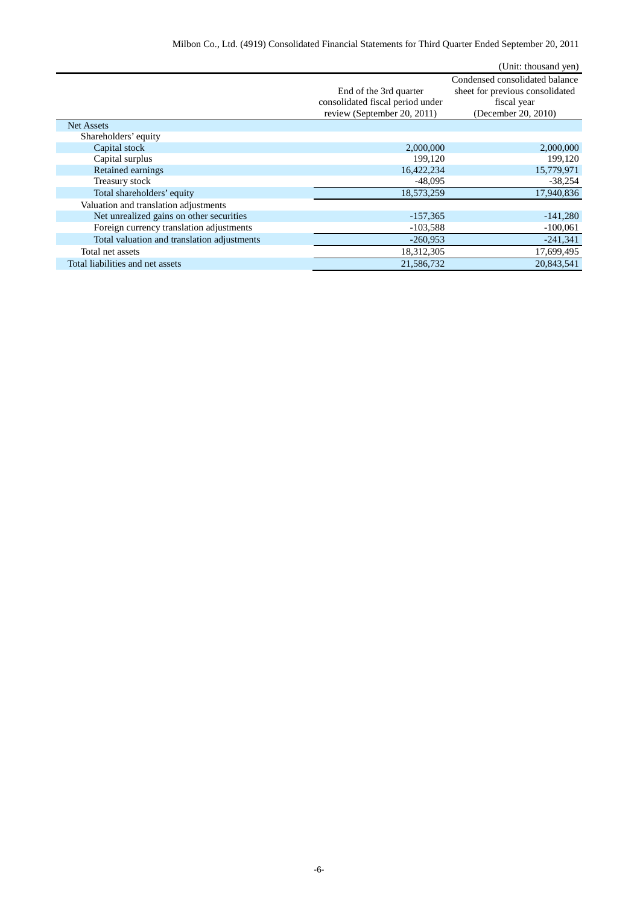(Unit: thousand yen)

| | End of the 3rd quarter consolidated fiscal period under review (September 20, 2011) | Condensed consolidated balance sheet for previous consolidated fiscal year (December 20, 2010) |
|---|---|---|
| Net Assets | | |
| Shareholders' equity | | |
| Capital stock | 2,000,000 | 2,000,000 |
| Capital surplus | 199,120 | 199,120 |
| Retained earnings | 16,422,234 | 15,779,971 |
| Treasury stock | -48,095 | -38,254 |
| Total shareholders' equity | 18,573,259 | 17,940,836 |
| Valuation and translation adjustments | | |
| Net unrealized gains on other securities | -157,365 | -141,280 |
| Foreign currency translation adjustments | -103,588 | -100,061 |
| Total valuation and translation adjustments | -260,953 | -241,341 |
| Total net assets | 18,312,305 | 17,699,495 |
| Total liabilities and net assets | 21,586,732 | 20,843,541 |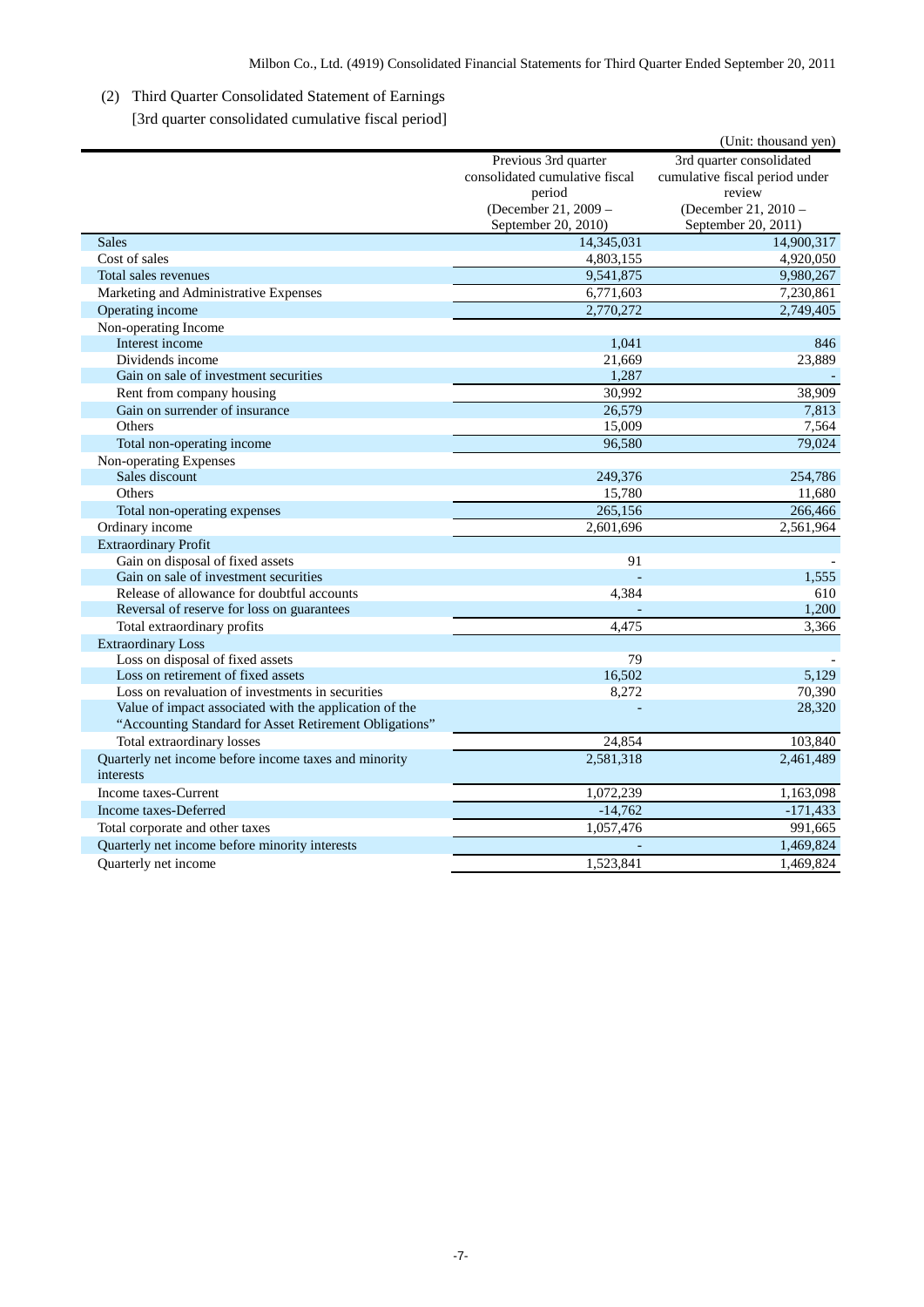(2) Third Quarter Consolidated Statement of Earnings

[3rd quarter consolidated cumulative fiscal period]

(Unit: thousand yen)

| | Previous 3rd quarter consolidated cumulative fiscal period (December 21, 2009 – September 20, 2010) | 3rd quarter consolidated cumulative fiscal period under review (December 21, 2010 – September 20, 2011) |
|---|---|---|
| Sales | 14,345,031 | 14,900,317 |
| Cost of sales | 4,803,155 | 4,920,050 |
| Total sales revenues | 9,541,875 | 9,980,267 |
| Marketing and Administrative Expenses | 6,771,603 | 7,230,861 |
| Operating income | 2,770,272 | 2,749,405 |
| Non-operating Income | | |
| Interest income | 1,041 | 846 |
| Dividends income | 21,669 | 23,889 |
| Gain on sale of investment securities | 1,287 | - |
| Rent from company housing | 30,992 | 38,909 |
| Gain on surrender of insurance | 26,579 | 7,813 |
| Others | 15,009 | 7,564 |
| Total non-operating income | 96,580 | 79,024 |
| Non-operating Expenses | | |
| Sales discount | 249,376 | 254,786 |
| Others | 15,780 | 11,680 |
| Total non-operating expenses | 265,156 | 266,466 |
| Ordinary income | 2,601,696 | 2,561,964 |
| Extraordinary Profit | | |
| Gain on disposal of fixed assets | 91 | - |
| Gain on sale of investment securities | - | 1,555 |
| Release of allowance for doubtful accounts | 4,384 | 610 |
| Reversal of reserve for loss on guarantees | - | 1,200 |
| Total extraordinary profits | 4,475 | 3,366 |
| Extraordinary Loss | | |
| Loss on disposal of fixed assets | 79 | - |
| Loss on retirement of fixed assets | 16,502 | 5,129 |
| Loss on revaluation of investments in securities | 8,272 | 70,390 |
| Value of impact associated with the application of the “Accounting Standard for Asset Retirement Obligations” | - | 28,320 |
| Total extraordinary losses | 24,854 | 103,840 |
| Quarterly net income before income taxes and minority interests | 2,581,318 | 2,461,489 |
| Income taxes-Current | 1,072,239 | 1,163,098 |
| Income taxes-Deferred | -14,762 | -171,433 |
| Total corporate and other taxes | 1,057,476 | 991,665 |
| Quarterly net income before minority interests | - | 1,469,824 |
| Quarterly net income | 1,523,841 | 1,469,824 |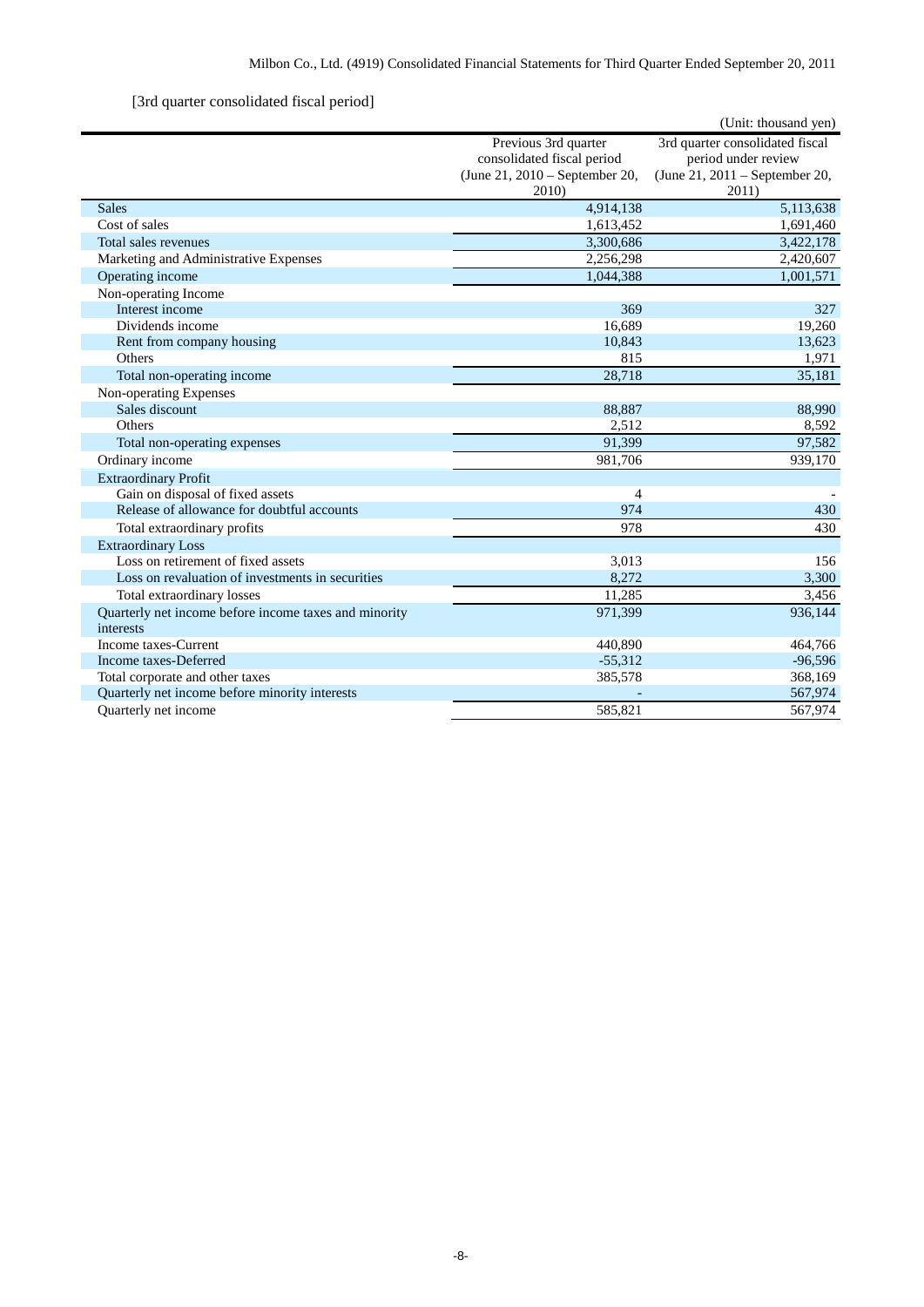[3rd quarter consolidated fiscal period]

(Unit: thousand yen)

| | Previous 3rd quarter consolidated fiscal period (June 21, 2010 – September 20, 2010) | 3rd quarter consolidated fiscal period under review (June 21, 2011 – September 20, 2011) |
|---|---|---|
| Sales | 4,914,138 | 5,113,638 |
| Cost of sales | 1,613,452 | 1,691,460 |
| Total sales revenues | 3,300,686 | 3,422,178 |
| Marketing and Administrative Expenses | 2,256,298 | 2,420,607 |
| Operating income | 1,044,388 | 1,001,571 |
| Non-operating Income | | |
| Interest income | 369 | 327 |
| Dividends income | 16,689 | 19,260 |
| Rent from company housing | 10,843 | 13,623 |
| Others | 815 | 1,971 |
| Total non-operating income | 28,718 | 35,181 |
| Non-operating Expenses | | |
| Sales discount | 88,887 | 88,990 |
| Others | 2,512 | 8,592 |
| Total non-operating expenses | 91,399 | 97,582 |
| Ordinary income | 981,706 | 939,170 |
| Extraordinary Profit | | |
| Gain on disposal of fixed assets | 4 | - |
| Release of allowance for doubtful accounts | 974 | 430 |
| Total extraordinary profits | 978 | 430 |
| Extraordinary Loss | | |
| Loss on retirement of fixed assets | 3,013 | 156 |
| Loss on revaluation of investments in securities | 8,272 | 3,300 |
| Total extraordinary losses | 11,285 | 3,456 |
| Quarterly net income before income taxes and minority interests | 971,399 | 936,144 |
| Income taxes-Current | 440,890 | 464,766 |
| Income taxes-Deferred | -55,312 | -96,596 |
| Total corporate and other taxes | 385,578 | 368,169 |
| Quarterly net income before minority interests | - | 567,974 |
| Quarterly net income | 585,821 | 567,974 |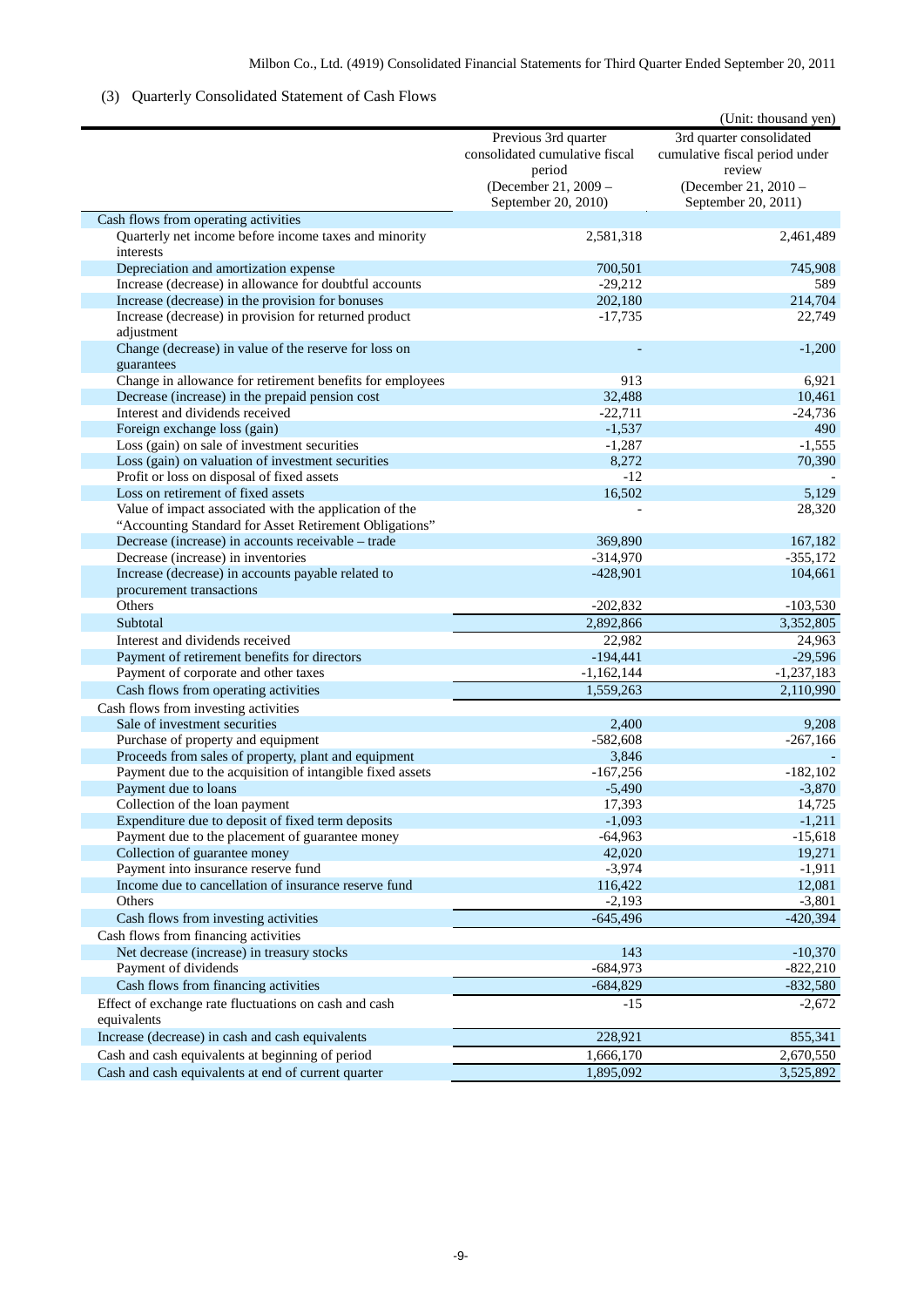## (3) Quarterly Consolidated Statement of Cash Flows

(Unit: thousand yen)

| | Previous 3rd quarter consolidated cumulative fiscal period (December 21, 2009 – September 20, 2010) | 3rd quarter consolidated cumulative fiscal period under review (December 21, 2010 – September 20, 2011) |
|---|---|---|
| Cash flows from operating activities | | |
| Quarterly net income before income taxes and minority interests | 2,581,318 | 2,461,489 |
| Depreciation and amortization expense | 700,501 | 745,908 |
| Increase (decrease) in allowance for doubtful accounts | -29,212 | 589 |
| Increase (decrease) in the provision for bonuses | 202,180 | 214,704 |
| Increase (decrease) in provision for returned product adjustment | -17,735 | 22,749 |
| Change (decrease) in value of the reserve for loss on guarantees | - | -1,200 |
| Change in allowance for retirement benefits for employees | 913 | 6,921 |
| Decrease (increase) in the prepaid pension cost | 32,488 | 10,461 |
| Interest and dividends received | -22,711 | -24,736 |
| Foreign exchange loss (gain) | -1,537 | 490 |
| Loss (gain) on sale of investment securities | -1,287 | -1,555 |
| Loss (gain) on valuation of investment securities | 8,272 | 70,390 |
| Profit or loss on disposal of fixed assets | -12 | - |
| Loss on retirement of fixed assets | 16,502 | 5,129 |
| Value of impact associated with the application of the "Accounting Standard for Asset Retirement Obligations" | - | 28,320 |
| Decrease (increase) in accounts receivable – trade | 369,890 | 167,182 |
| Decrease (increase) in inventories | -314,970 | -355,172 |
| Increase (decrease) in accounts payable related to procurement transactions | -428,901 | 104,661 |
| Others | -202,832 | -103,530 |
| Subtotal | 2,892,866 | 3,352,805 |
| Interest and dividends received | 22,982 | 24,963 |
| Payment of retirement benefits for directors | -194,441 | -29,596 |
| Payment of corporate and other taxes | -1,162,144 | -1,237,183 |
| Cash flows from operating activities | 1,559,263 | 2,110,990 |
| Cash flows from investing activities | | |
| Sale of investment securities | 2,400 | 9,208 |
| Purchase of property and equipment | -582,608 | -267,166 |
| Proceeds from sales of property, plant and equipment | 3,846 | - |
| Payment due to the acquisition of intangible fixed assets | -167,256 | -182,102 |
| Payment due to loans | -5,490 | -3,870 |
| Collection of the loan payment | 17,393 | 14,725 |
| Expenditure due to deposit of fixed term deposits | -1,093 | -1,211 |
| Payment due to the placement of guarantee money | -64,963 | -15,618 |
| Collection of guarantee money | 42,020 | 19,271 |
| Payment into insurance reserve fund | -3,974 | -1,911 |
| Income due to cancellation of insurance reserve fund | 116,422 | 12,081 |
| Others | -2,193 | -3,801 |
| Cash flows from investing activities | -645,496 | -420,394 |
| Cash flows from financing activities | | |
| Net decrease (increase) in treasury stocks | 143 | -10,370 |
| Payment of dividends | -684,973 | -822,210 |
| Cash flows from financing activities | -684,829 | -832,580 |
| Effect of exchange rate fluctuations on cash and cash equivalents | -15 | -2,672 |
| Increase (decrease) in cash and cash equivalents | 228,921 | 855,341 |
| Cash and cash equivalents at beginning of period | 1,666,170 | 2,670,550 |
| Cash and cash equivalents at end of current quarter | 1,895,092 | 3,525,892 |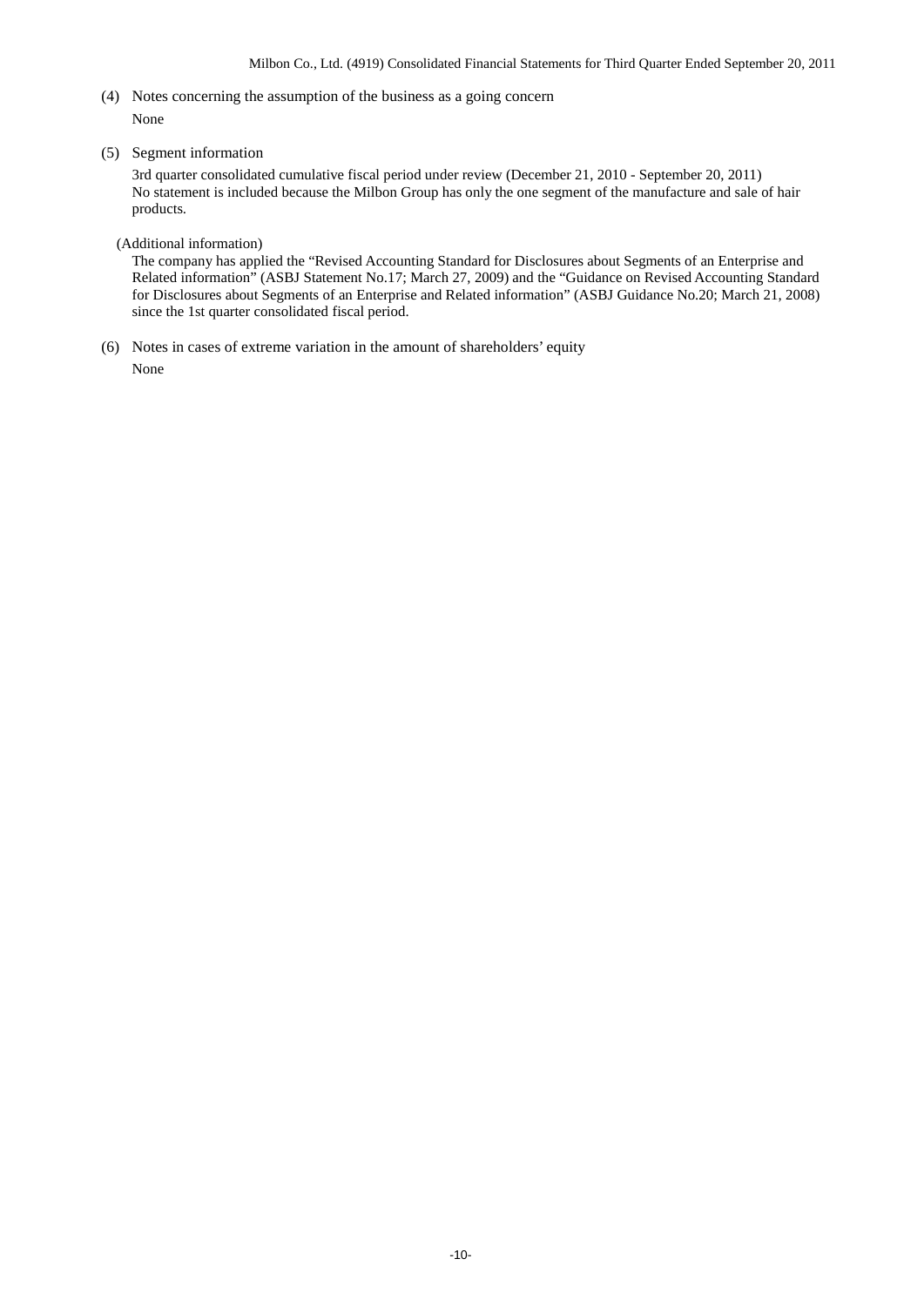(4) Notes concerning the assumption of the business as a going concern

None

(5) Segment information

3rd quarter consolidated cumulative fiscal period under review (December 21, 2010 - September 20, 2011)
No statement is included because the Milbon Group has only the one segment of the manufacture and sale of hair products.

(Additional information)

The company has applied the "Revised Accounting Standard for Disclosures about Segments of an Enterprise and Related information" (ASBJ Statement No.17; March 27, 2009) and the "Guidance on Revised Accounting Standard for Disclosures about Segments of an Enterprise and Related information" (ASBJ Guidance No.20; March 21, 2008) since the 1st quarter consolidated fiscal period.

(6) Notes in cases of extreme variation in the amount of shareholders' equity

None